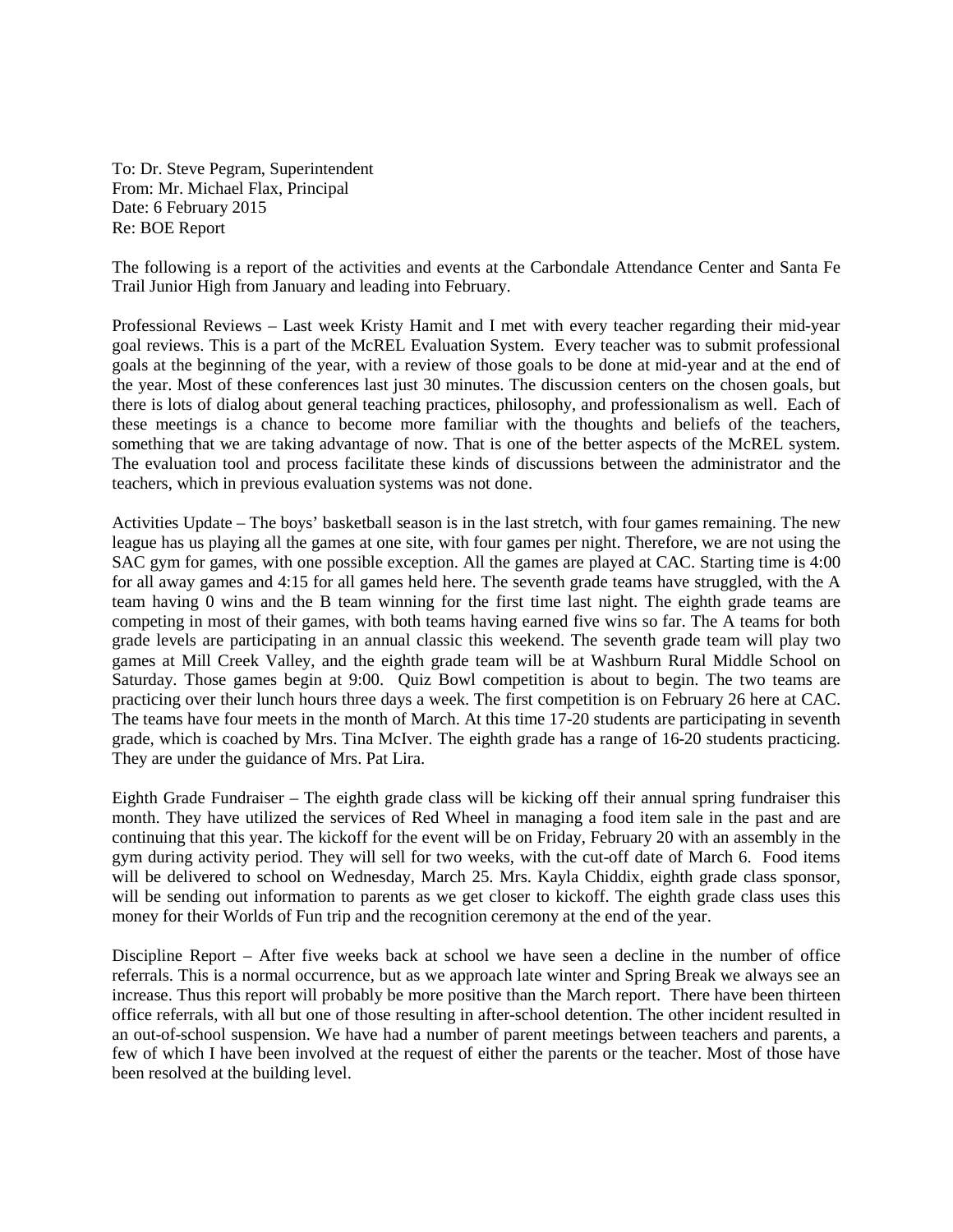To: Dr. Steve Pegram, Superintendent
From: Mr. Michael Flax, Principal
Date: 6 February 2015
Re: BOE Report

The following is a report of the activities and events at the Carbondale Attendance Center and Santa Fe Trail Junior High from January and leading into February.

Professional Reviews – Last week Kristy Hamit and I met with every teacher regarding their mid-year goal reviews. This is a part of the McREL Evaluation System. Every teacher was to submit professional goals at the beginning of the year, with a review of those goals to be done at mid-year and at the end of the year. Most of these conferences last just 30 minutes. The discussion centers on the chosen goals, but there is lots of dialog about general teaching practices, philosophy, and professionalism as well. Each of these meetings is a chance to become more familiar with the thoughts and beliefs of the teachers, something that we are taking advantage of now. That is one of the better aspects of the McREL system. The evaluation tool and process facilitate these kinds of discussions between the administrator and the teachers, which in previous evaluation systems was not done.

Activities Update – The boys' basketball season is in the last stretch, with four games remaining. The new league has us playing all the games at one site, with four games per night. Therefore, we are not using the SAC gym for games, with one possible exception. All the games are played at CAC. Starting time is 4:00 for all away games and 4:15 for all games held here. The seventh grade teams have struggled, with the A team having 0 wins and the B team winning for the first time last night. The eighth grade teams are competing in most of their games, with both teams having earned five wins so far. The A teams for both grade levels are participating in an annual classic this weekend. The seventh grade team will play two games at Mill Creek Valley, and the eighth grade team will be at Washburn Rural Middle School on Saturday. Those games begin at 9:00. Quiz Bowl competition is about to begin. The two teams are practicing over their lunch hours three days a week. The first competition is on February 26 here at CAC. The teams have four meets in the month of March. At this time 17-20 students are participating in seventh grade, which is coached by Mrs. Tina McIver. The eighth grade has a range of 16-20 students practicing. They are under the guidance of Mrs. Pat Lira.

Eighth Grade Fundraiser – The eighth grade class will be kicking off their annual spring fundraiser this month. They have utilized the services of Red Wheel in managing a food item sale in the past and are continuing that this year. The kickoff for the event will be on Friday, February 20 with an assembly in the gym during activity period. They will sell for two weeks, with the cut-off date of March 6. Food items will be delivered to school on Wednesday, March 25. Mrs. Kayla Chiddix, eighth grade class sponsor, will be sending out information to parents as we get closer to kickoff. The eighth grade class uses this money for their Worlds of Fun trip and the recognition ceremony at the end of the year.

Discipline Report – After five weeks back at school we have seen a decline in the number of office referrals. This is a normal occurrence, but as we approach late winter and Spring Break we always see an increase. Thus this report will probably be more positive than the March report. There have been thirteen office referrals, with all but one of those resulting in after-school detention. The other incident resulted in an out-of-school suspension. We have had a number of parent meetings between teachers and parents, a few of which I have been involved at the request of either the parents or the teacher. Most of those have been resolved at the building level.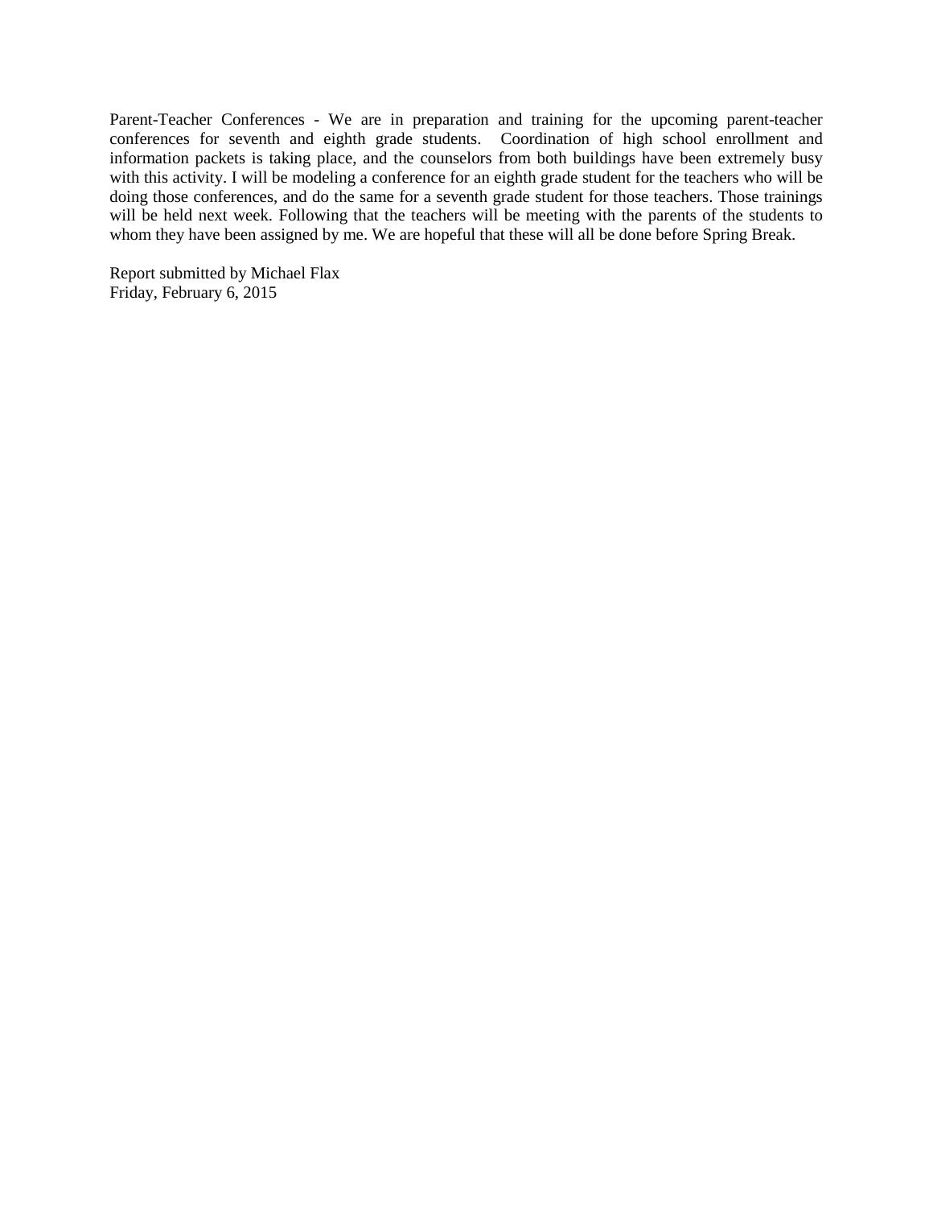Parent-Teacher Conferences - We are in preparation and training for the upcoming parent-teacher conferences for seventh and eighth grade students. Coordination of high school enrollment and information packets is taking place, and the counselors from both buildings have been extremely busy with this activity. I will be modeling a conference for an eighth grade student for the teachers who will be doing those conferences, and do the same for a seventh grade student for those teachers. Those trainings will be held next week. Following that the teachers will be meeting with the parents of the students to whom they have been assigned by me. We are hopeful that these will all be done before Spring Break.

Report submitted by Michael Flax
Friday, February 6, 2015